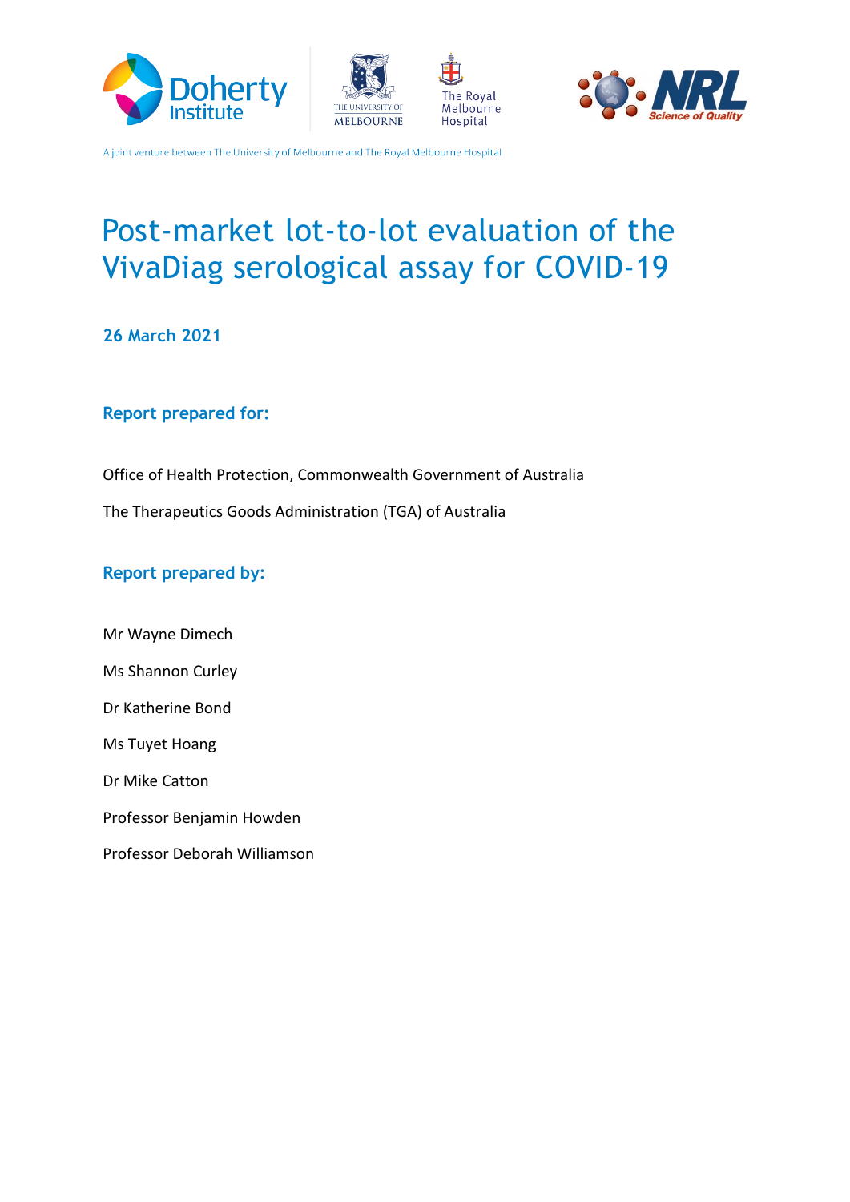A joint venture between The University of Melbourne and The Royal Melbourne Hospital

# Post-market lot-to-lot evaluation of the VivaDiag serological assay for COVID-19

**26 March 2021**

## Report prepared for:

Office of Health Protection, Commonwealth Government of Australia

The Therapeutics Goods Administration (TGA) of Australia

## Report prepared by:

Mr Wayne Dimech

Ms Shannon Curley

Dr Katherine Bond

Ms Tuyet Hoang

Dr Mike Catton

Professor Benjamin Howden

Professor Deborah Williamson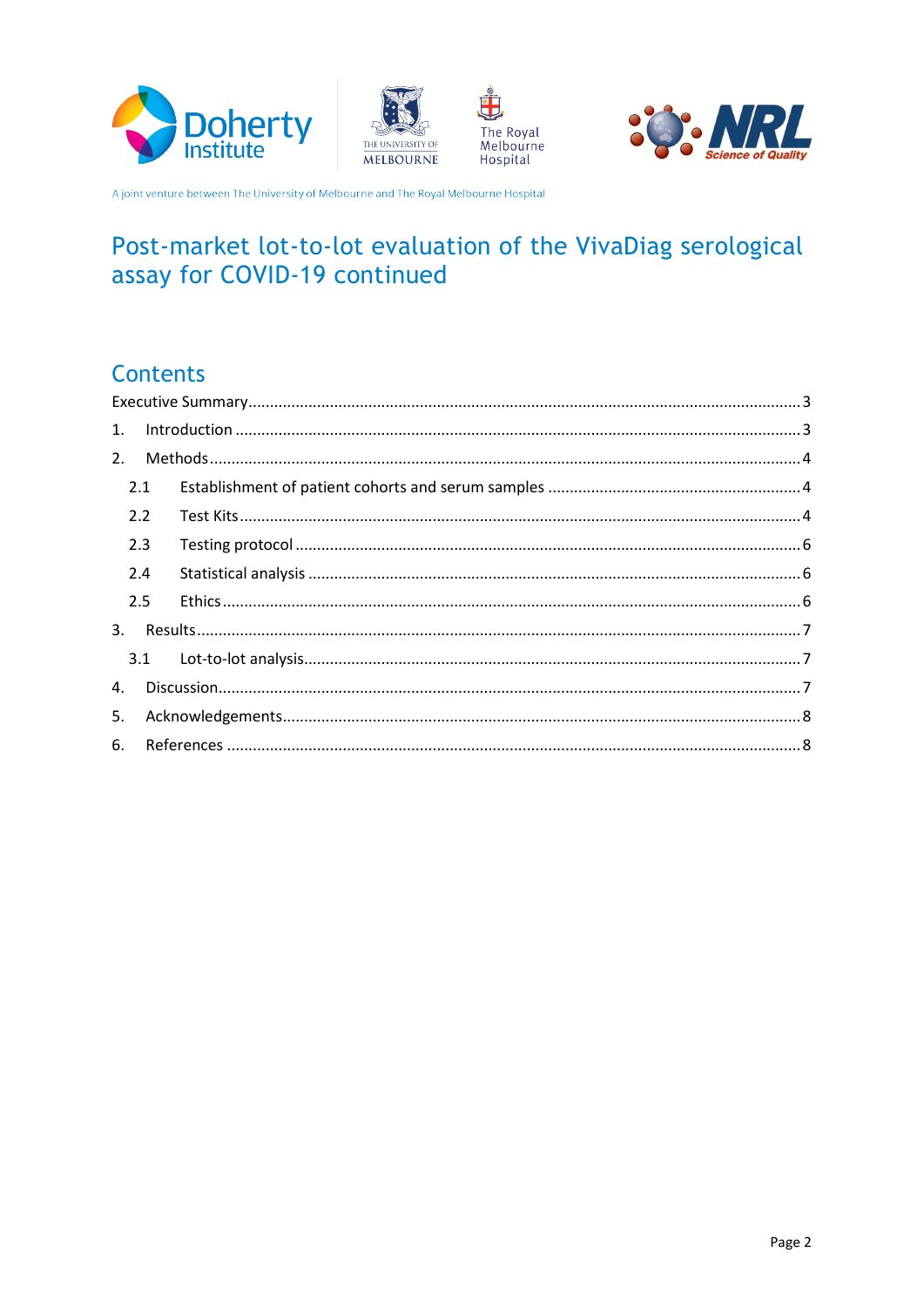A joint venture between The University of Melbourne and The Royal Melbourne Hospital

# Post-market lot-to-lot evaluation of the VivaDiag serological assay for COVID-19 continued

## Contents

Executive Summary ............................................................ 3

1. Introduction ............................................................ 3
2. Methods ............................................................ 4
   - 2.1 Establishment of patient cohorts and serum samples ............................................................ 4
   - 2.2 Test Kits ............................................................ 4
   - 2.3 Testing protocol ............................................................ 6
   - 2.4 Statistical analysis ............................................................ 6
   - 2.5 Ethics ............................................................ 6
3. Results ............................................................ 7
   - 3.1 Lot-to-lot analysis ............................................................ 7
4. Discussion ............................................................ 7
5. Acknowledgements ............................................................ 8
6. References ............................................................ 8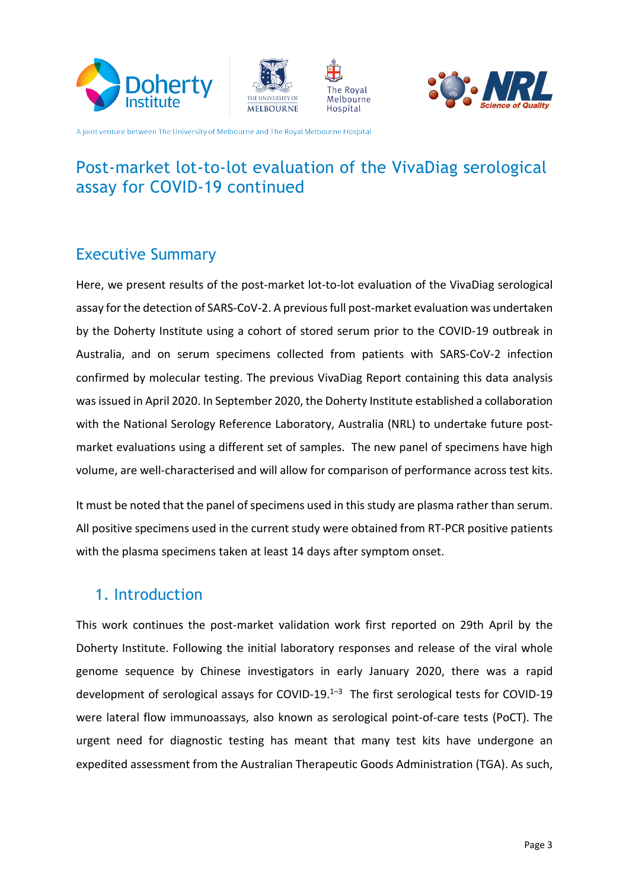A joint venture between The University of Melbourne and The Royal Melbourne Hospital

# Post-market lot-to-lot evaluation of the VivaDiag serological assay for COVID-19 continued

## Executive Summary

Here, we present results of the post-market lot-to-lot evaluation of the VivaDiag serological assay for the detection of SARS-CoV-2. A previous full post-market evaluation was undertaken by the Doherty Institute using a cohort of stored serum prior to the COVID-19 outbreak in Australia, and on serum specimens collected from patients with SARS-CoV-2 infection confirmed by molecular testing. The previous VivaDiag Report containing this data analysis was issued in April 2020. In September 2020, the Doherty Institute established a collaboration with the National Serology Reference Laboratory, Australia (NRL) to undertake future post-market evaluations using a different set of samples. The new panel of specimens have high volume, are well-characterised and will allow for comparison of performance across test kits.

It must be noted that the panel of specimens used in this study are plasma rather than serum. All positive specimens used in the current study were obtained from RT-PCR positive patients with the plasma specimens taken at least 14 days after symptom onset.

## 1. Introduction

This work continues the post-market validation work first reported on 29th April by the Doherty Institute. Following the initial laboratory responses and release of the viral whole genome sequence by Chinese investigators in early January 2020, there was a rapid development of serological assays for COVID-19.[1–3] The first serological tests for COVID-19 were lateral flow immunoassays, also known as serological point-of-care tests (PoCT). The urgent need for diagnostic testing has meant that many test kits have undergone an expedited assessment from the Australian Therapeutic Goods Administration (TGA). As such,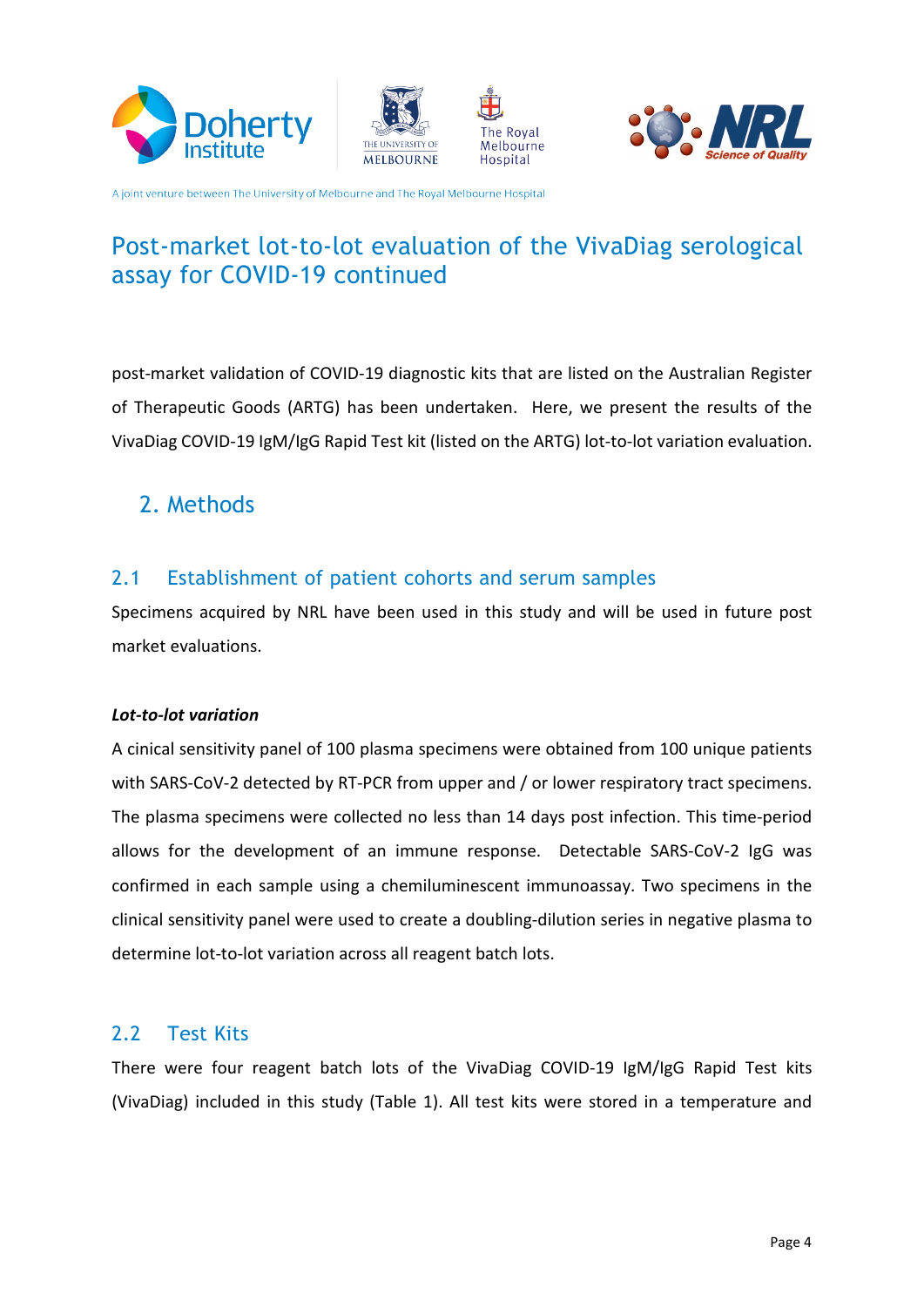post-market validation of COVID-19 diagnostic kits that are listed on the Australian Register of Therapeutic Goods (ARTG) has been undertaken. Here, we present the results of the VivaDiag COVID-19 IgM/IgG Rapid Test kit (listed on the ARTG) lot-to-lot variation evaluation.

## 2. Methods

### 2.1 Establishment of patient cohorts and serum samples

Specimens acquired by NRL have been used in this study and will be used in future post market evaluations.

***Lot-to-lot variation***

A cinical sensitivity panel of 100 plasma specimens were obtained from 100 unique patients with SARS-CoV-2 detected by RT-PCR from upper and / or lower respiratory tract specimens. The plasma specimens were collected no less than 14 days post infection. This time-period allows for the development of an immune response. Detectable SARS-CoV-2 IgG was confirmed in each sample using a chemiluminescent immunoassay. Two specimens in the clinical sensitivity panel were used to create a doubling-dilution series in negative plasma to determine lot-to-lot variation across all reagent batch lots.

### 2.2 Test Kits

There were four reagent batch lots of the VivaDiag COVID-19 IgM/IgG Rapid Test kits (VivaDiag) included in this study (Table 1). All test kits were stored in a temperature and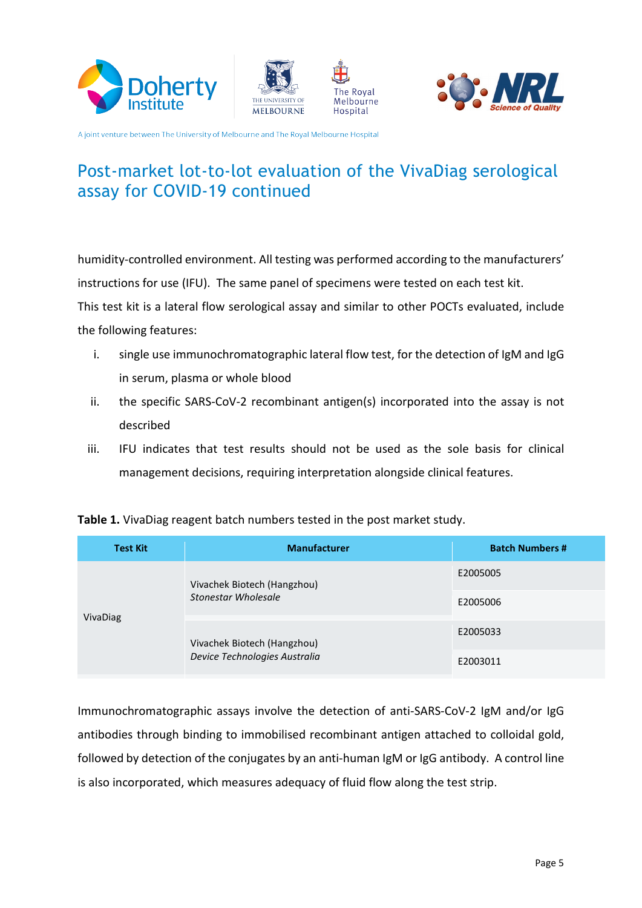# Post-market lot-to-lot evaluation of the VivaDiag serological assay for COVID-19 continued

humidity-controlled environment. All testing was performed according to the manufacturers' instructions for use (IFU). The same panel of specimens were tested on each test kit.

This test kit is a lateral flow serological assay and similar to other POCTs evaluated, include the following features:

i. single use immunochromatographic lateral flow test, for the detection of IgM and IgG in serum, plasma or whole blood

ii. the specific SARS-CoV-2 recombinant antigen(s) incorporated into the assay is not described

iii. IFU indicates that test results should not be used as the sole basis for clinical management decisions, requiring interpretation alongside clinical features.

**Table 1.** VivaDiag reagent batch numbers tested in the post market study.

| Test Kit | Manufacturer | Batch Numbers # |
|---|---|---|
| VivaDiag | Vivachek Biotech (Hangzhou) *Stonestar Wholesale* | E2005005 |
| | | E2005006 |
| | Vivachek Biotech (Hangzhou) *Device Technologies Australia* | E2005033 |
| | | E2003011 |

Immunochromatographic assays involve the detection of anti-SARS-CoV-2 IgM and/or IgG antibodies through binding to immobilised recombinant antigen attached to colloidal gold, followed by detection of the conjugates by an anti-human IgM or IgG antibody. A control line is also incorporated, which measures adequacy of fluid flow along the test strip.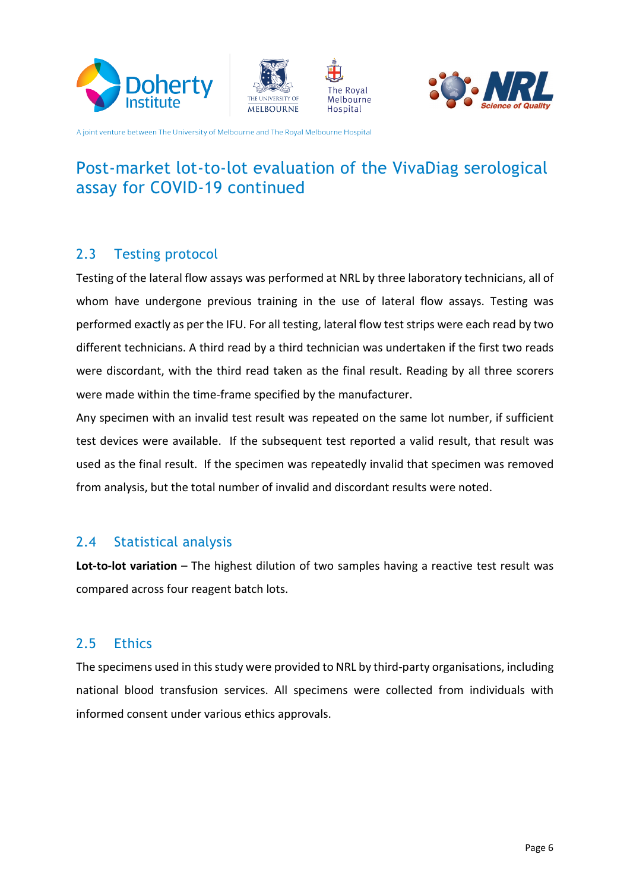# Post-market lot-to-lot evaluation of the VivaDiag serological assay for COVID-19 continued

## 2.3 Testing protocol

Testing of the lateral flow assays was performed at NRL by three laboratory technicians, all of whom have undergone previous training in the use of lateral flow assays. Testing was performed exactly as per the IFU. For all testing, lateral flow test strips were each read by two different technicians. A third read by a third technician was undertaken if the first two reads were discordant, with the third read taken as the final result. Reading by all three scorers were made within the time-frame specified by the manufacturer.

Any specimen with an invalid test result was repeated on the same lot number, if sufficient test devices were available. If the subsequent test reported a valid result, that result was used as the final result. If the specimen was repeatedly invalid that specimen was removed from analysis, but the total number of invalid and discordant results were noted.

## 2.4 Statistical analysis

**Lot-to-lot variation** – The highest dilution of two samples having a reactive test result was compared across four reagent batch lots.

## 2.5 Ethics

The specimens used in this study were provided to NRL by third-party organisations, including national blood transfusion services. All specimens were collected from individuals with informed consent under various ethics approvals.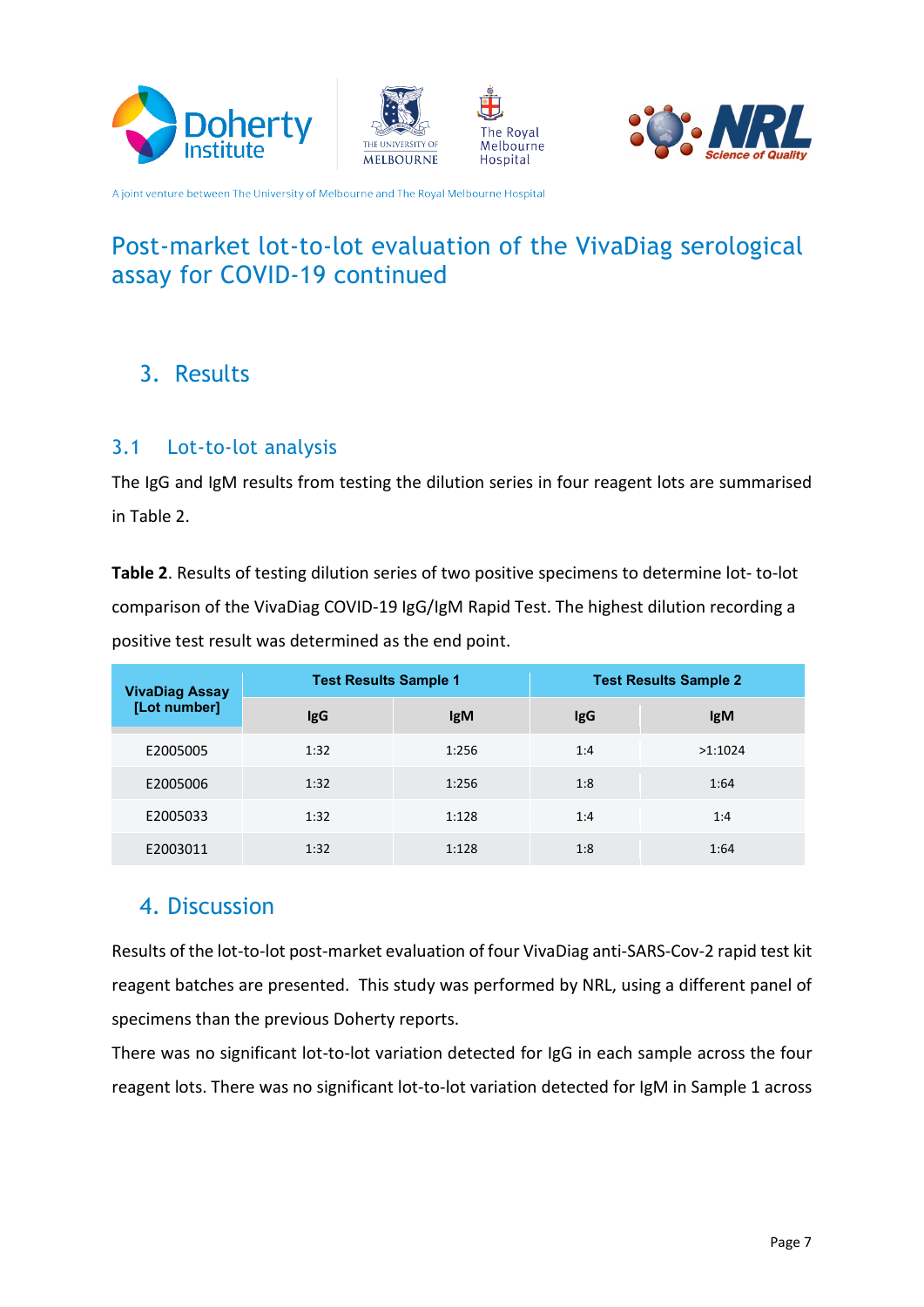# Post-market lot-to-lot evaluation of the VivaDiag serological assay for COVID-19 continued

## 3. Results

### 3.1 Lot-to-lot analysis

The IgG and IgM results from testing the dilution series in four reagent lots are summarised in Table 2.

**Table 2**. Results of testing dilution series of two positive specimens to determine lot- to-lot comparison of the VivaDiag COVID-19 IgG/IgM Rapid Test. The highest dilution recording a positive test result was determined as the end point.

| VivaDiag Assay [Lot number] | Test Results Sample 1 | | Test Results Sample 2 | |
|---|---|---|---|---|
| | IgG | IgM | IgG | IgM |
| E2005005 | 1:32 | 1:256 | 1:4 | >1:1024 |
| E2005006 | 1:32 | 1:256 | 1:8 | 1:64 |
| E2005033 | 1:32 | 1:128 | 1:4 | 1:4 |
| E2003011 | 1:32 | 1:128 | 1:8 | 1:64 |

## 4. Discussion

Results of the lot-to-lot post-market evaluation of four VivaDiag anti-SARS-Cov-2 rapid test kit reagent batches are presented. This study was performed by NRL, using a different panel of specimens than the previous Doherty reports.

There was no significant lot-to-lot variation detected for IgG in each sample across the four reagent lots. There was no significant lot-to-lot variation detected for IgM in Sample 1 across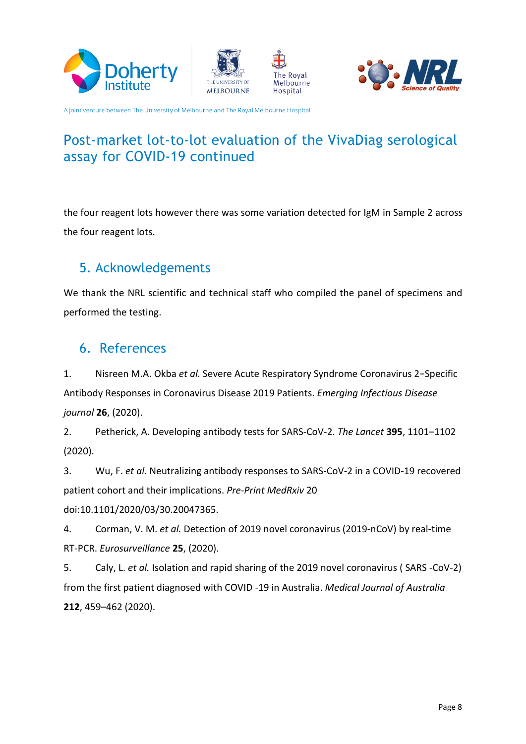the four reagent lots however there was some variation detected for IgM in Sample 2 across the four reagent lots.

## 5. Acknowledgements

We thank the NRL scientific and technical staff who compiled the panel of specimens and performed the testing.

## 6. References

1. Nisreen M.A. Okba *et al.* Severe Acute Respiratory Syndrome Coronavirus 2−Specific Antibody Responses in Coronavirus Disease 2019 Patients. *Emerging Infectious Disease journal* **26**, (2020).
2. Petherick, A. Developing antibody tests for SARS-CoV-2. *The Lancet* **395**, 1101–1102 (2020).
3. Wu, F. *et al.* Neutralizing antibody responses to SARS-CoV-2 in a COVID-19 recovered patient cohort and their implications. *Pre-Print MedRxiv* 20 doi:10.1101/2020/03/30.20047365.
4. Corman, V. M. *et al.* Detection of 2019 novel coronavirus (2019-nCoV) by real-time RT-PCR. *Eurosurveillance* **25**, (2020).
5. Caly, L. *et al.* Isolation and rapid sharing of the 2019 novel coronavirus ( SARS -CoV-2) from the first patient diagnosed with COVID -19 in Australia. *Medical Journal of Australia* **212**, 459–462 (2020).